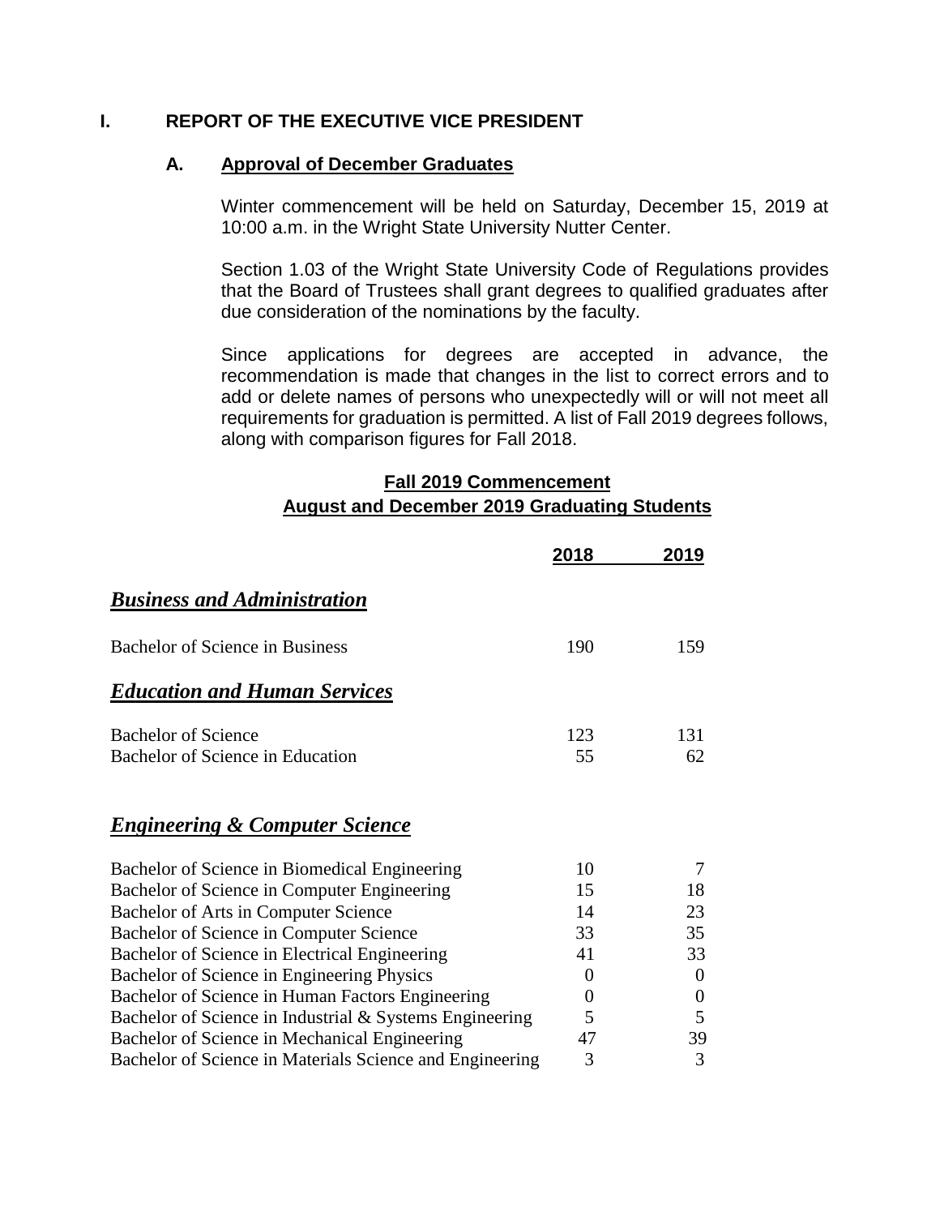# I. REPORT OF THE EXECUTIVE VICE PRESIDENT

## A. Approval of December Graduates

Winter commencement will be held on Saturday, December 15, 2019 at 10:00 a.m. in the Wright State University Nutter Center.

Section 1.03 of the Wright State University Code of Regulations provides that the Board of Trustees shall grant degrees to qualified graduates after due consideration of the nominations by the faculty.

Since applications for degrees are accepted in advance, the recommendation is made that changes in the list to correct errors and to add or delete names of persons who unexpectedly will or will not meet all requirements for graduation is permitted. A list of Fall 2019 degrees follows, along with comparison figures for Fall 2018.

### Fall 2019 Commencement
### August and December 2019 Graduating Students

| | 2018 | 2019 |
|---|---|---|
| ***Business and Administration*** | | |
| Bachelor of Science in Business | 190 | 159 |
| ***Education and Human Services*** | | |
| Bachelor of Science | 123 | 131 |
| Bachelor of Science in Education | 55 | 62 |
| ***Engineering & Computer Science*** | | |
| Bachelor of Science in Biomedical Engineering | 10 | 7 |
| Bachelor of Science in Computer Engineering | 15 | 18 |
| Bachelor of Arts in Computer Science | 14 | 23 |
| Bachelor of Science in Computer Science | 33 | 35 |
| Bachelor of Science in Electrical Engineering | 41 | 33 |
| Bachelor of Science in Engineering Physics | 0 | 0 |
| Bachelor of Science in Human Factors Engineering | 0 | 0 |
| Bachelor of Science in Industrial & Systems Engineering | 5 | 5 |
| Bachelor of Science in Mechanical Engineering | 47 | 39 |
| Bachelor of Science in Materials Science and Engineering | 3 | 3 |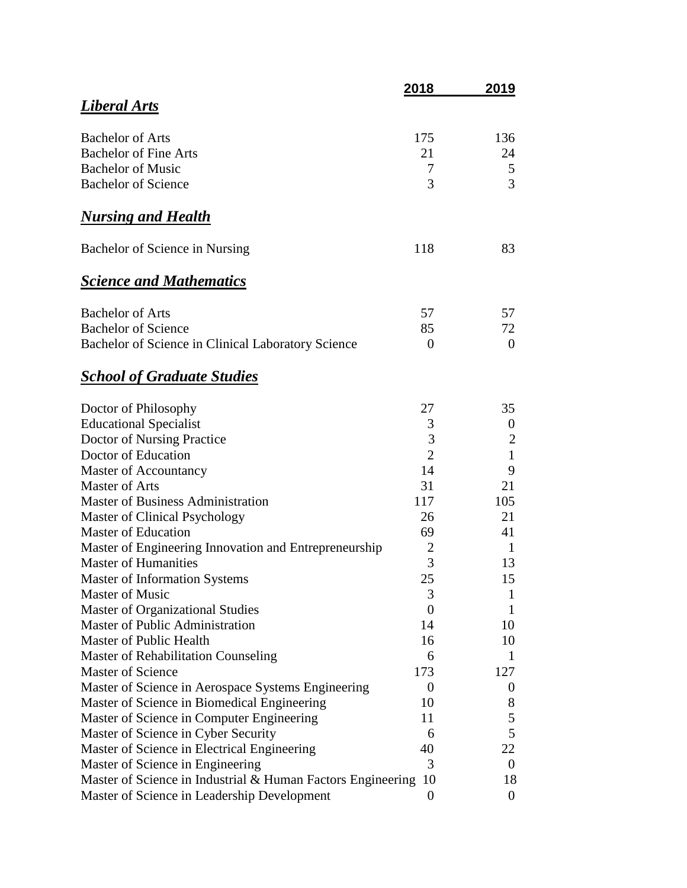| | 2018 | 2019 |
|---|---|---|
| ***Liberal Arts*** | | |
| Bachelor of Arts | 175 | 136 |
| Bachelor of Fine Arts | 21 | 24 |
| Bachelor of Music | 7 | 5 |
| Bachelor of Science | 3 | 3 |
| ***Nursing and Health*** | | |
| Bachelor of Science in Nursing | 118 | 83 |
| ***Science and Mathematics*** | | |
| Bachelor of Arts | 57 | 57 |
| Bachelor of Science | 85 | 72 |
| Bachelor of Science in Clinical Laboratory Science | 0 | 0 |
| ***School of Graduate Studies*** | | |
| Doctor of Philosophy | 27 | 35 |
| Educational Specialist | 3 | 0 |
| Doctor of Nursing Practice | 3 | 2 |
| Doctor of Education | 2 | 1 |
| Master of Accountancy | 14 | 9 |
| Master of Arts | 31 | 21 |
| Master of Business Administration | 117 | 105 |
| Master of Clinical Psychology | 26 | 21 |
| Master of Education | 69 | 41 |
| Master of Engineering Innovation and Entrepreneurship | 2 | 1 |
| Master of Humanities | 3 | 13 |
| Master of Information Systems | 25 | 15 |
| Master of Music | 3 | 1 |
| Master of Organizational Studies | 0 | 1 |
| Master of Public Administration | 14 | 10 |
| Master of Public Health | 16 | 10 |
| Master of Rehabilitation Counseling | 6 | 1 |
| Master of Science | 173 | 127 |
| Master of Science in Aerospace Systems Engineering | 0 | 0 |
| Master of Science in Biomedical Engineering | 10 | 8 |
| Master of Science in Computer Engineering | 11 | 5 |
| Master of Science in Cyber Security | 6 | 5 |
| Master of Science in Electrical Engineering | 40 | 22 |
| Master of Science in Engineering | 3 | 0 |
| Master of Science in Industrial & Human Factors Engineering | 10 | 18 |
| Master of Science in Leadership Development | 0 | 0 |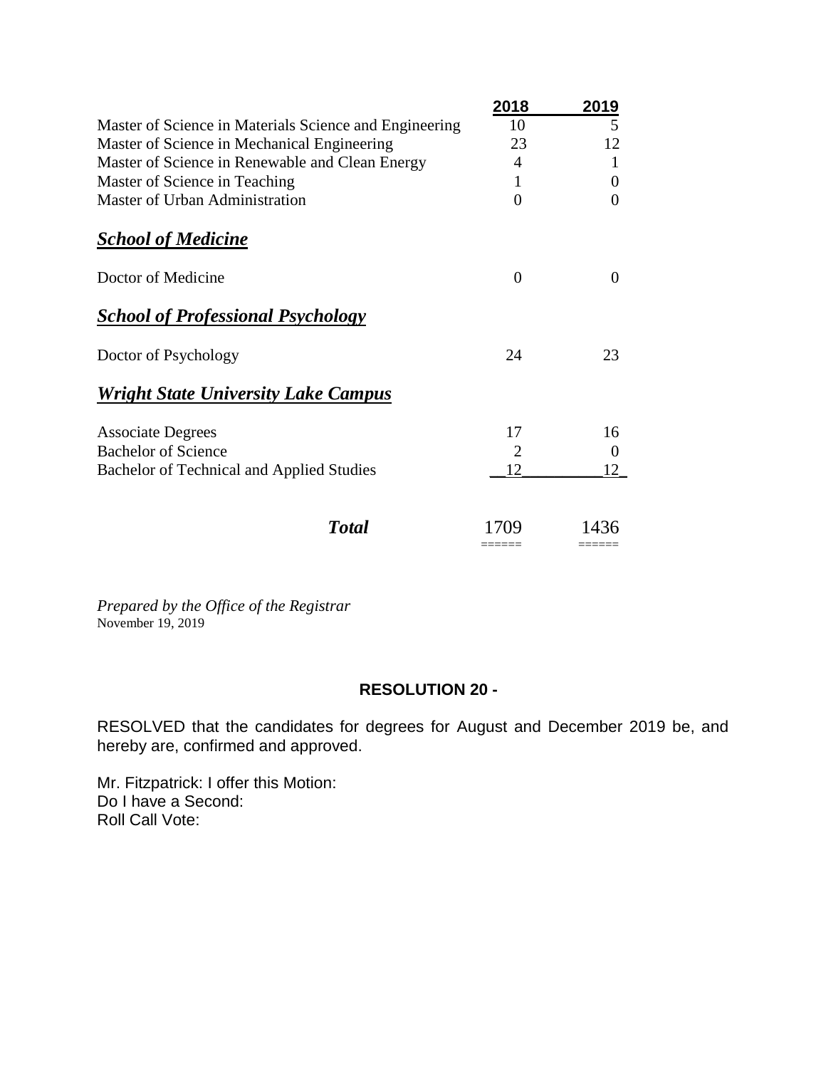| | 2018 | 2019 |
|---|---|---|
| Master of Science in Materials Science and Engineering | 10 | 5 |
| Master of Science in Mechanical Engineering | 23 | 12 |
| Master of Science in Renewable and Clean Energy | 4 | 1 |
| Master of Science in Teaching | 1 | 0 |
| Master of Urban Administration | 0 | 0 |
| ***School of Medicine*** | | |
| Doctor of Medicine | 0 | 0 |
| ***School of Professional Psychology*** | | |
| Doctor of Psychology | 24 | 23 |
| ***Wright State University Lake Campus*** | | |
| Associate Degrees | 17 | 16 |
| Bachelor of Science | 2 | 0 |
| Bachelor of Technical and Applied Studies | 12 | 12 |
| ***Total*** | 1709 | 1436 |

*Prepared by the Office of the Registrar*
November 19, 2019

**RESOLUTION 20 -**

RESOLVED that the candidates for degrees for August and December 2019 be, and hereby are, confirmed and approved.

Mr. Fitzpatrick: I offer this Motion:
Do I have a Second:
Roll Call Vote: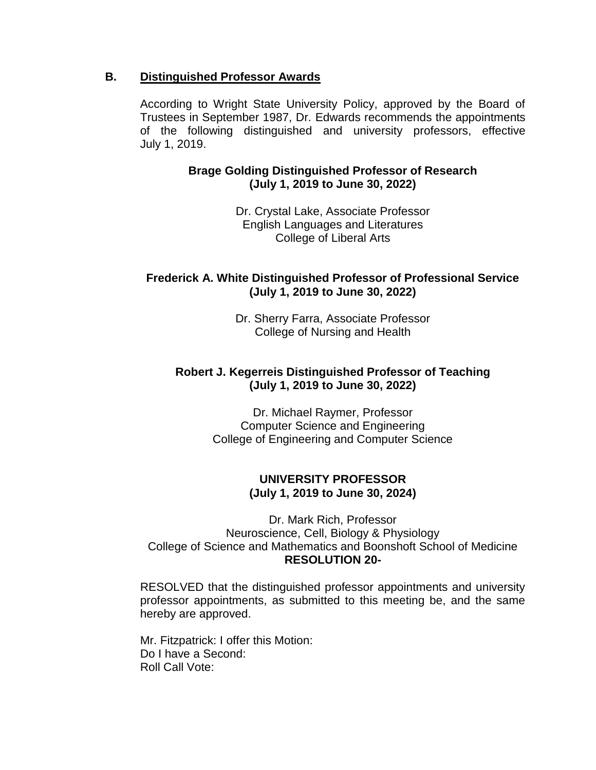## B. Distinguished Professor Awards

According to Wright State University Policy, approved by the Board of Trustees in September 1987, Dr. Edwards recommends the appointments of the following distinguished and university professors, effective July 1, 2019.

**Brage Golding Distinguished Professor of Research**
**(July 1, 2019 to June 30, 2022)**

Dr. Crystal Lake, Associate Professor
English Languages and Literatures
College of Liberal Arts

**Frederick A. White Distinguished Professor of Professional Service**
**(July 1, 2019 to June 30, 2022)**

Dr. Sherry Farra, Associate Professor
College of Nursing and Health

**Robert J. Kegerreis Distinguished Professor of Teaching**
**(July 1, 2019 to June 30, 2022)**

Dr. Michael Raymer, Professor
Computer Science and Engineering
College of Engineering and Computer Science

**UNIVERSITY PROFESSOR**
**(July 1, 2019 to June 30, 2024)**

Dr. Mark Rich, Professor
Neuroscience, Cell, Biology & Physiology
College of Science and Mathematics and Boonshoft School of Medicine

**RESOLUTION 20-**

RESOLVED that the distinguished professor appointments and university professor appointments, as submitted to this meeting be, and the same hereby are approved.

Mr. Fitzpatrick: I offer this Motion:
Do I have a Second:
Roll Call Vote: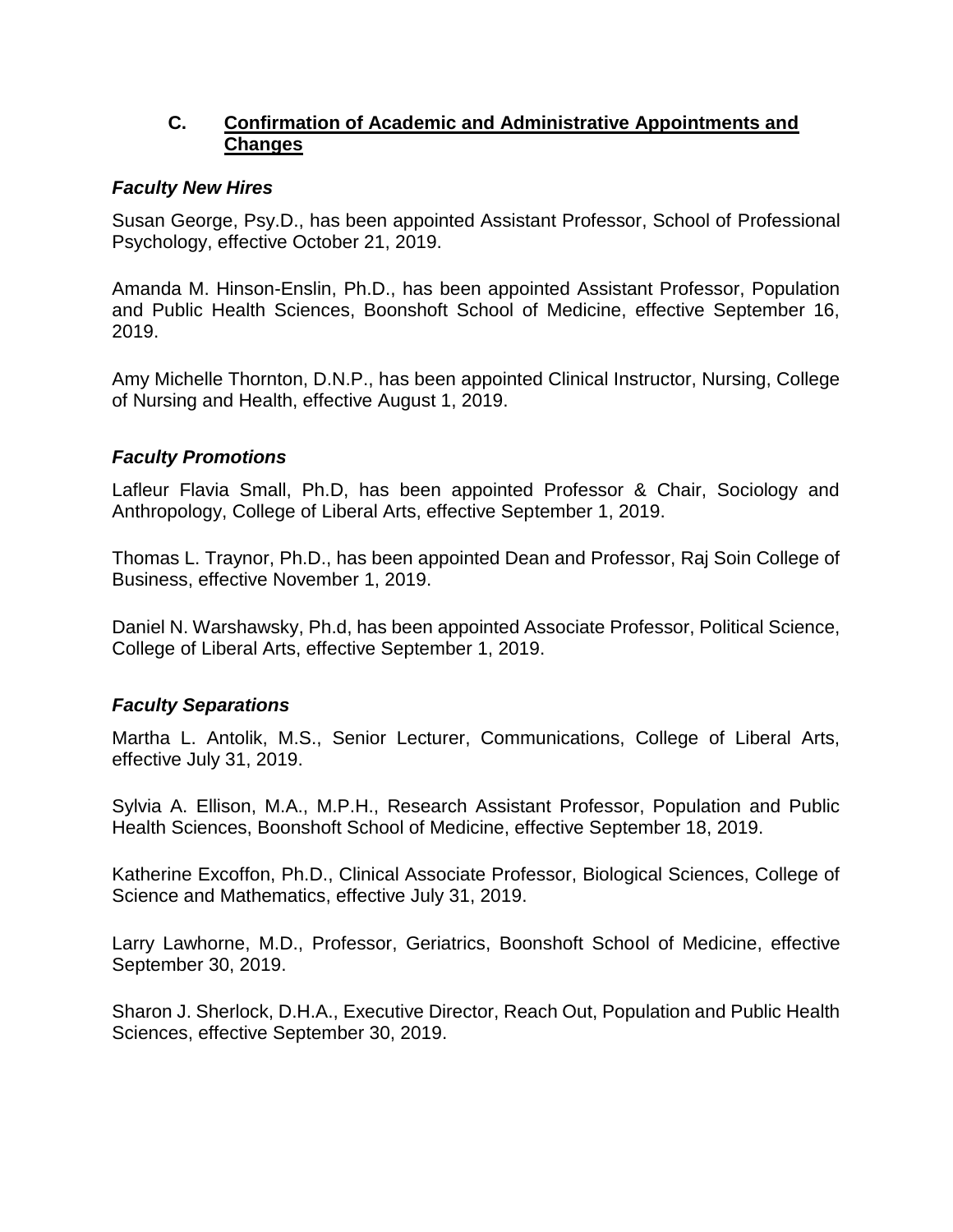## C. Confirmation of Academic and Administrative Appointments and Changes

### *Faculty New Hires*

Susan George, Psy.D., has been appointed Assistant Professor, School of Professional Psychology, effective October 21, 2019.

Amanda M. Hinson-Enslin, Ph.D., has been appointed Assistant Professor, Population and Public Health Sciences, Boonshoft School of Medicine, effective September 16, 2019.

Amy Michelle Thornton, D.N.P., has been appointed Clinical Instructor, Nursing, College of Nursing and Health, effective August 1, 2019.

### *Faculty Promotions*

Lafleur Flavia Small, Ph.D, has been appointed Professor & Chair, Sociology and Anthropology, College of Liberal Arts, effective September 1, 2019.

Thomas L. Traynor, Ph.D., has been appointed Dean and Professor, Raj Soin College of Business, effective November 1, 2019.

Daniel N. Warshawsky, Ph.d, has been appointed Associate Professor, Political Science, College of Liberal Arts, effective September 1, 2019.

### *Faculty Separations*

Martha L. Antolik, M.S., Senior Lecturer, Communications, College of Liberal Arts, effective July 31, 2019.

Sylvia A. Ellison, M.A., M.P.H., Research Assistant Professor, Population and Public Health Sciences, Boonshoft School of Medicine, effective September 18, 2019.

Katherine Excoffon, Ph.D., Clinical Associate Professor, Biological Sciences, College of Science and Mathematics, effective July 31, 2019.

Larry Lawhorne, M.D., Professor, Geriatrics, Boonshoft School of Medicine, effective September 30, 2019.

Sharon J. Sherlock, D.H.A., Executive Director, Reach Out, Population and Public Health Sciences, effective September 30, 2019.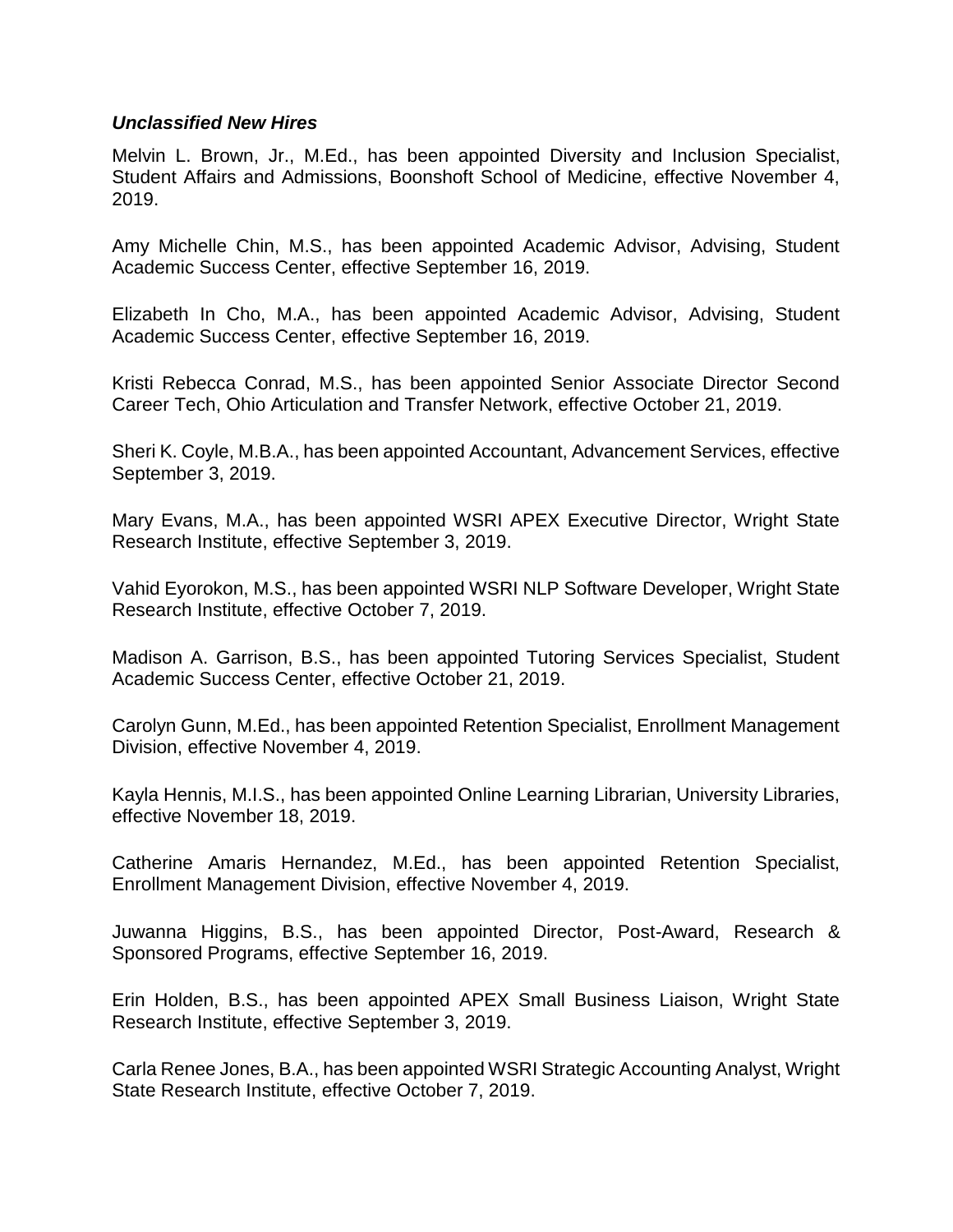***Unclassified New Hires***

Melvin L. Brown, Jr., M.Ed., has been appointed Diversity and Inclusion Specialist, Student Affairs and Admissions, Boonshoft School of Medicine, effective November 4, 2019.

Amy Michelle Chin, M.S., has been appointed Academic Advisor, Advising, Student Academic Success Center, effective September 16, 2019.

Elizabeth In Cho, M.A., has been appointed Academic Advisor, Advising, Student Academic Success Center, effective September 16, 2019.

Kristi Rebecca Conrad, M.S., has been appointed Senior Associate Director Second Career Tech, Ohio Articulation and Transfer Network, effective October 21, 2019.

Sheri K. Coyle, M.B.A., has been appointed Accountant, Advancement Services, effective September 3, 2019.

Mary Evans, M.A., has been appointed WSRI APEX Executive Director, Wright State Research Institute, effective September 3, 2019.

Vahid Eyorokon, M.S., has been appointed WSRI NLP Software Developer, Wright State Research Institute, effective October 7, 2019.

Madison A. Garrison, B.S., has been appointed Tutoring Services Specialist, Student Academic Success Center, effective October 21, 2019.

Carolyn Gunn, M.Ed., has been appointed Retention Specialist, Enrollment Management Division, effective November 4, 2019.

Kayla Hennis, M.I.S., has been appointed Online Learning Librarian, University Libraries, effective November 18, 2019.

Catherine Amaris Hernandez, M.Ed., has been appointed Retention Specialist, Enrollment Management Division, effective November 4, 2019.

Juwanna Higgins, B.S., has been appointed Director, Post-Award, Research & Sponsored Programs, effective September 16, 2019.

Erin Holden, B.S., has been appointed APEX Small Business Liaison, Wright State Research Institute, effective September 3, 2019.

Carla Renee Jones, B.A., has been appointed WSRI Strategic Accounting Analyst, Wright State Research Institute, effective October 7, 2019.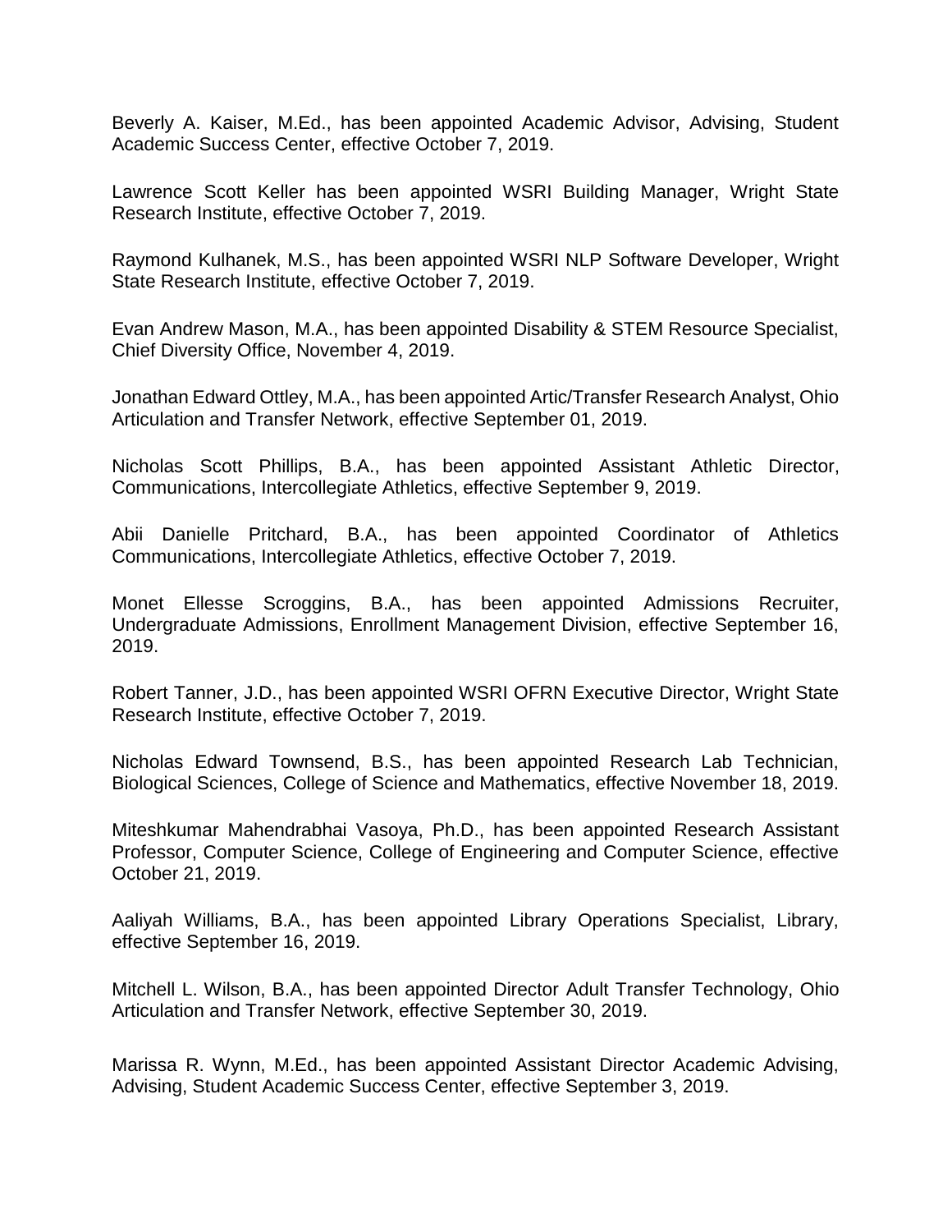Beverly A. Kaiser, M.Ed., has been appointed Academic Advisor, Advising, Student Academic Success Center, effective October 7, 2019.

Lawrence Scott Keller has been appointed WSRI Building Manager, Wright State Research Institute, effective October 7, 2019.

Raymond Kulhanek, M.S., has been appointed WSRI NLP Software Developer, Wright State Research Institute, effective October 7, 2019.

Evan Andrew Mason, M.A., has been appointed Disability & STEM Resource Specialist, Chief Diversity Office, November 4, 2019.

Jonathan Edward Ottley, M.A., has been appointed Artic/Transfer Research Analyst, Ohio Articulation and Transfer Network, effective September 01, 2019.

Nicholas Scott Phillips, B.A., has been appointed Assistant Athletic Director, Communications, Intercollegiate Athletics, effective September 9, 2019.

Abii Danielle Pritchard, B.A., has been appointed Coordinator of Athletics Communications, Intercollegiate Athletics, effective October 7, 2019.

Monet Ellesse Scroggins, B.A., has been appointed Admissions Recruiter, Undergraduate Admissions, Enrollment Management Division, effective September 16, 2019.

Robert Tanner, J.D., has been appointed WSRI OFRN Executive Director, Wright State Research Institute, effective October 7, 2019.

Nicholas Edward Townsend, B.S., has been appointed Research Lab Technician, Biological Sciences, College of Science and Mathematics, effective November 18, 2019.

Miteshkumar Mahendrabhai Vasoya, Ph.D., has been appointed Research Assistant Professor, Computer Science, College of Engineering and Computer Science, effective October 21, 2019.

Aaliyah Williams, B.A., has been appointed Library Operations Specialist, Library, effective September 16, 2019.

Mitchell L. Wilson, B.A., has been appointed Director Adult Transfer Technology, Ohio Articulation and Transfer Network, effective September 30, 2019.

Marissa R. Wynn, M.Ed., has been appointed Assistant Director Academic Advising, Advising, Student Academic Success Center, effective September 3, 2019.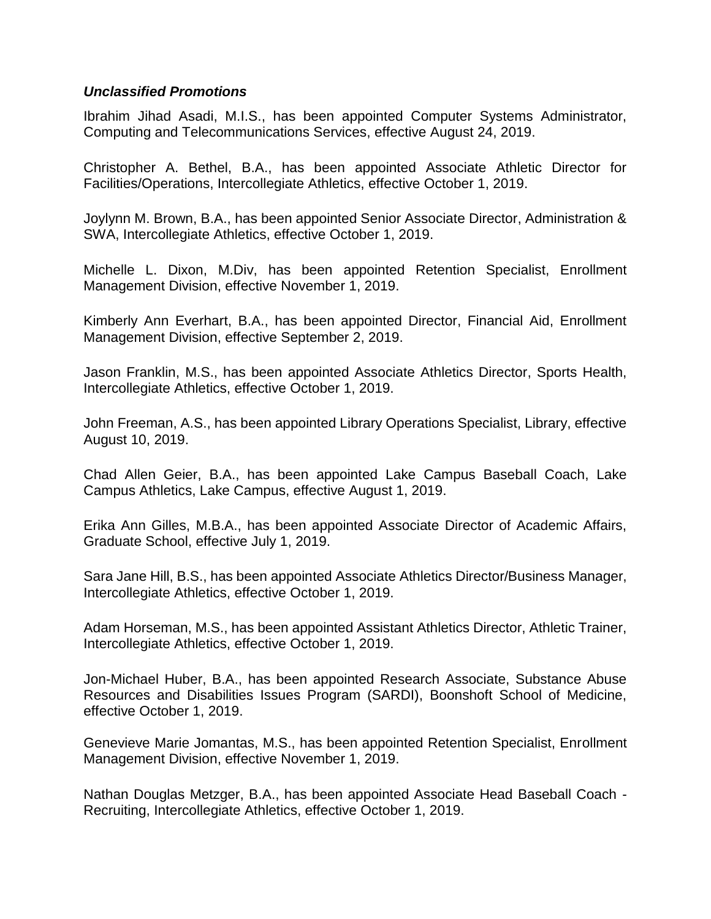***Unclassified Promotions***

Ibrahim Jihad Asadi, M.I.S., has been appointed Computer Systems Administrator, Computing and Telecommunications Services, effective August 24, 2019.

Christopher A. Bethel, B.A., has been appointed Associate Athletic Director for Facilities/Operations, Intercollegiate Athletics, effective October 1, 2019.

Joylynn M. Brown, B.A., has been appointed Senior Associate Director, Administration & SWA, Intercollegiate Athletics, effective October 1, 2019.

Michelle L. Dixon, M.Div, has been appointed Retention Specialist, Enrollment Management Division, effective November 1, 2019.

Kimberly Ann Everhart, B.A., has been appointed Director, Financial Aid, Enrollment Management Division, effective September 2, 2019.

Jason Franklin, M.S., has been appointed Associate Athletics Director, Sports Health, Intercollegiate Athletics, effective October 1, 2019.

John Freeman, A.S., has been appointed Library Operations Specialist, Library, effective August 10, 2019.

Chad Allen Geier, B.A., has been appointed Lake Campus Baseball Coach, Lake Campus Athletics, Lake Campus, effective August 1, 2019.

Erika Ann Gilles, M.B.A., has been appointed Associate Director of Academic Affairs, Graduate School, effective July 1, 2019.

Sara Jane Hill, B.S., has been appointed Associate Athletics Director/Business Manager, Intercollegiate Athletics, effective October 1, 2019.

Adam Horseman, M.S., has been appointed Assistant Athletics Director, Athletic Trainer, Intercollegiate Athletics, effective October 1, 2019.

Jon-Michael Huber, B.A., has been appointed Research Associate, Substance Abuse Resources and Disabilities Issues Program (SARDI), Boonshoft School of Medicine, effective October 1, 2019.

Genevieve Marie Jomantas, M.S., has been appointed Retention Specialist, Enrollment Management Division, effective November 1, 2019.

Nathan Douglas Metzger, B.A., has been appointed Associate Head Baseball Coach - Recruiting, Intercollegiate Athletics, effective October 1, 2019.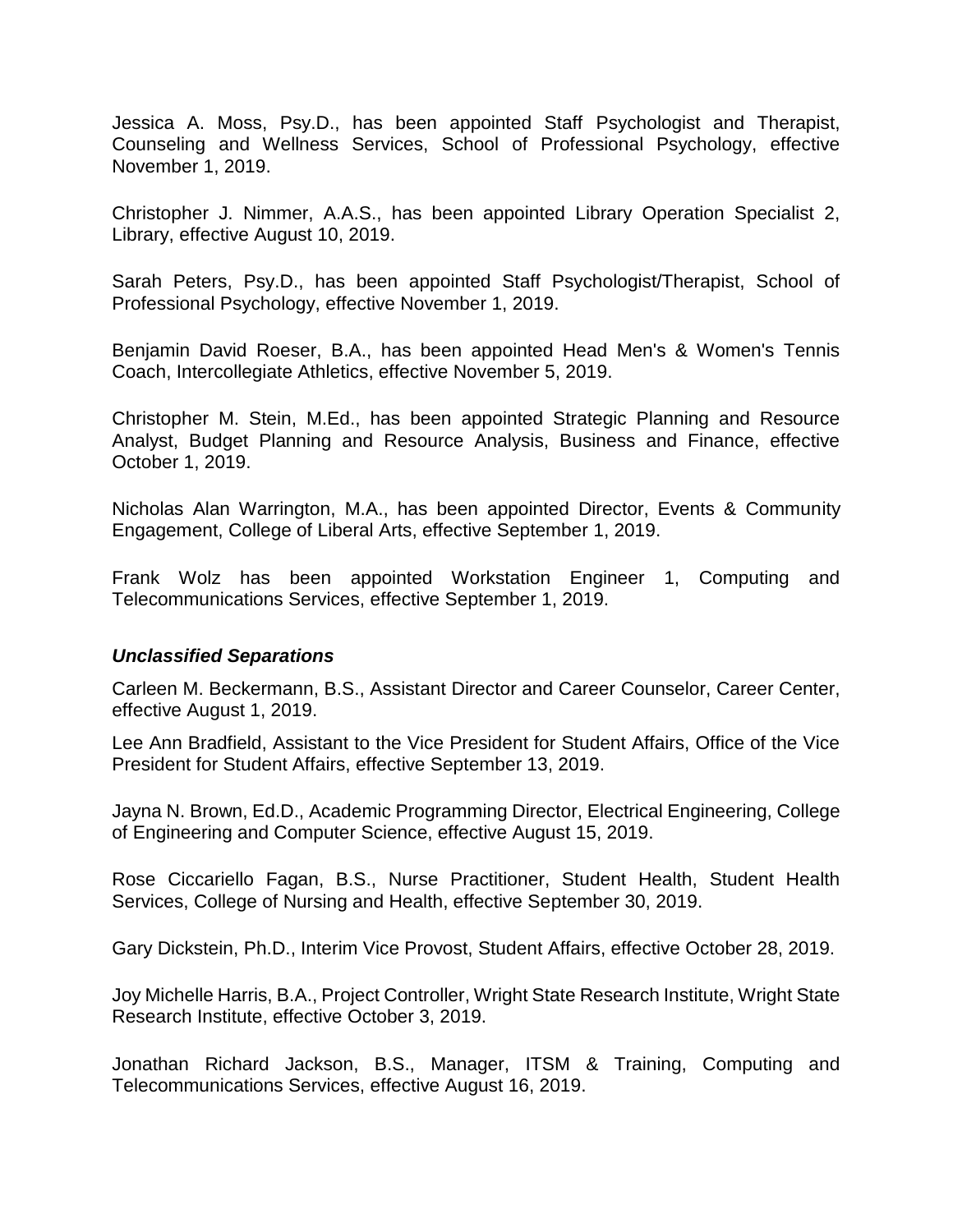Jessica A. Moss, Psy.D., has been appointed Staff Psychologist and Therapist, Counseling and Wellness Services, School of Professional Psychology, effective November 1, 2019.

Christopher J. Nimmer, A.A.S., has been appointed Library Operation Specialist 2, Library, effective August 10, 2019.

Sarah Peters, Psy.D., has been appointed Staff Psychologist/Therapist, School of Professional Psychology, effective November 1, 2019.

Benjamin David Roeser, B.A., has been appointed Head Men's & Women's Tennis Coach, Intercollegiate Athletics, effective November 5, 2019.

Christopher M. Stein, M.Ed., has been appointed Strategic Planning and Resource Analyst, Budget Planning and Resource Analysis, Business and Finance, effective October 1, 2019.

Nicholas Alan Warrington, M.A., has been appointed Director, Events & Community Engagement, College of Liberal Arts, effective September 1, 2019.

Frank Wolz has been appointed Workstation Engineer 1, Computing and Telecommunications Services, effective September 1, 2019.

### *Unclassified Separations*

Carleen M. Beckermann, B.S., Assistant Director and Career Counselor, Career Center, effective August 1, 2019.

Lee Ann Bradfield, Assistant to the Vice President for Student Affairs, Office of the Vice President for Student Affairs, effective September 13, 2019.

Jayna N. Brown, Ed.D., Academic Programming Director, Electrical Engineering, College of Engineering and Computer Science, effective August 15, 2019.

Rose Ciccariello Fagan, B.S., Nurse Practitioner, Student Health, Student Health Services, College of Nursing and Health, effective September 30, 2019.

Gary Dickstein, Ph.D., Interim Vice Provost, Student Affairs, effective October 28, 2019.

Joy Michelle Harris, B.A., Project Controller, Wright State Research Institute, Wright State Research Institute, effective October 3, 2019.

Jonathan Richard Jackson, B.S., Manager, ITSM & Training, Computing and Telecommunications Services, effective August 16, 2019.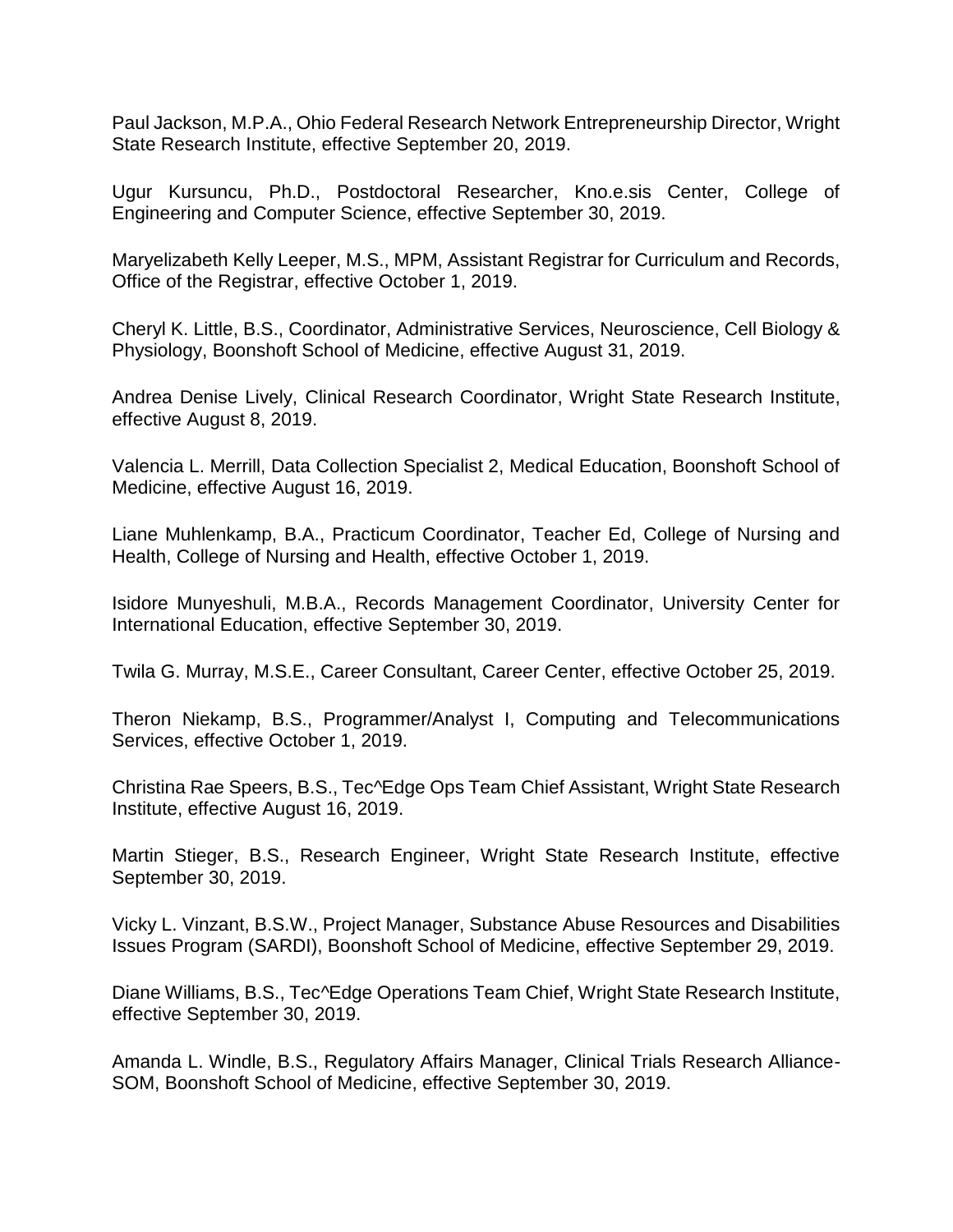Paul Jackson, M.P.A., Ohio Federal Research Network Entrepreneurship Director, Wright State Research Institute, effective September 20, 2019.

Ugur Kursuncu, Ph.D., Postdoctoral Researcher, Kno.e.sis Center, College of Engineering and Computer Science, effective September 30, 2019.

Maryelizabeth Kelly Leeper, M.S., MPM, Assistant Registrar for Curriculum and Records, Office of the Registrar, effective October 1, 2019.

Cheryl K. Little, B.S., Coordinator, Administrative Services, Neuroscience, Cell Biology & Physiology, Boonshoft School of Medicine, effective August 31, 2019.

Andrea Denise Lively, Clinical Research Coordinator, Wright State Research Institute, effective August 8, 2019.

Valencia L. Merrill, Data Collection Specialist 2, Medical Education, Boonshoft School of Medicine, effective August 16, 2019.

Liane Muhlenkamp, B.A., Practicum Coordinator, Teacher Ed, College of Nursing and Health, College of Nursing and Health, effective October 1, 2019.

Isidore Munyeshuli, M.B.A., Records Management Coordinator, University Center for International Education, effective September 30, 2019.

Twila G. Murray, M.S.E., Career Consultant, Career Center, effective October 25, 2019.

Theron Niekamp, B.S., Programmer/Analyst I, Computing and Telecommunications Services, effective October 1, 2019.

Christina Rae Speers, B.S., Tec^Edge Ops Team Chief Assistant, Wright State Research Institute, effective August 16, 2019.

Martin Stieger, B.S., Research Engineer, Wright State Research Institute, effective September 30, 2019.

Vicky L. Vinzant, B.S.W., Project Manager, Substance Abuse Resources and Disabilities Issues Program (SARDI), Boonshoft School of Medicine, effective September 29, 2019.

Diane Williams, B.S., Tec^Edge Operations Team Chief, Wright State Research Institute, effective September 30, 2019.

Amanda L. Windle, B.S., Regulatory Affairs Manager, Clinical Trials Research Alliance-SOM, Boonshoft School of Medicine, effective September 30, 2019.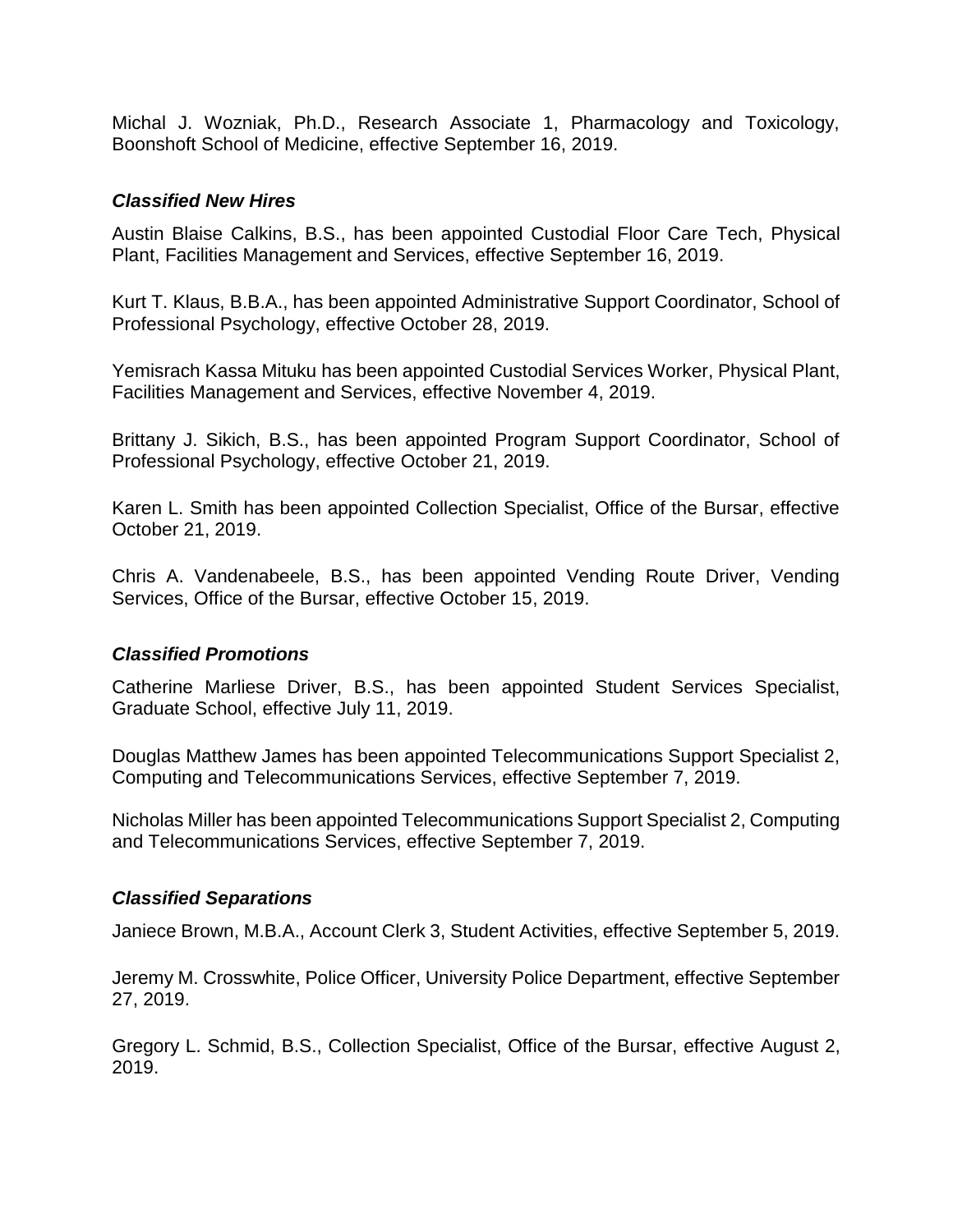Michal J. Wozniak, Ph.D., Research Associate 1, Pharmacology and Toxicology, Boonshoft School of Medicine, effective September 16, 2019.

### *Classified New Hires*

Austin Blaise Calkins, B.S., has been appointed Custodial Floor Care Tech, Physical Plant, Facilities Management and Services, effective September 16, 2019.

Kurt T. Klaus, B.B.A., has been appointed Administrative Support Coordinator, School of Professional Psychology, effective October 28, 2019.

Yemisrach Kassa Mituku has been appointed Custodial Services Worker, Physical Plant, Facilities Management and Services, effective November 4, 2019.

Brittany J. Sikich, B.S., has been appointed Program Support Coordinator, School of Professional Psychology, effective October 21, 2019.

Karen L. Smith has been appointed Collection Specialist, Office of the Bursar, effective October 21, 2019.

Chris A. Vandenabeele, B.S., has been appointed Vending Route Driver, Vending Services, Office of the Bursar, effective October 15, 2019.

### *Classified Promotions*

Catherine Marliese Driver, B.S., has been appointed Student Services Specialist, Graduate School, effective July 11, 2019.

Douglas Matthew James has been appointed Telecommunications Support Specialist 2, Computing and Telecommunications Services, effective September 7, 2019.

Nicholas Miller has been appointed Telecommunications Support Specialist 2, Computing and Telecommunications Services, effective September 7, 2019.

### *Classified Separations*

Janiece Brown, M.B.A., Account Clerk 3, Student Activities, effective September 5, 2019.

Jeremy M. Crosswhite, Police Officer, University Police Department, effective September 27, 2019.

Gregory L. Schmid, B.S., Collection Specialist, Office of the Bursar, effective August 2, 2019.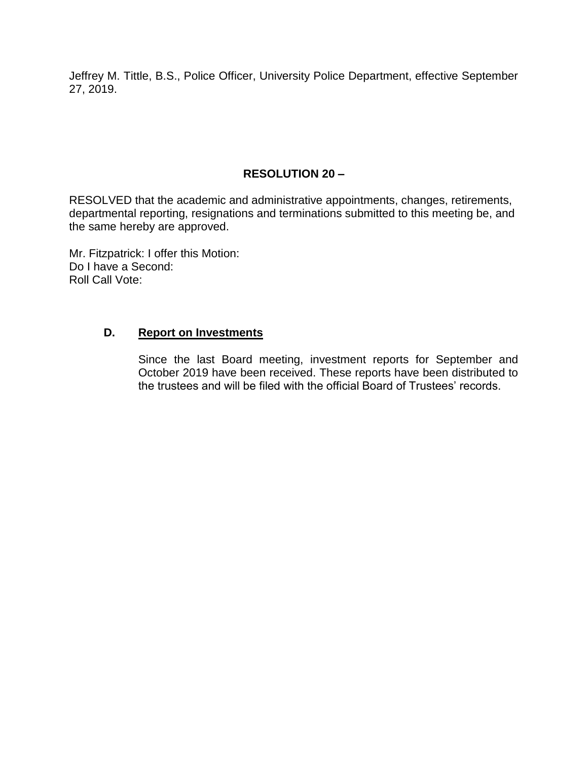Jeffrey M. Tittle, B.S., Police Officer, University Police Department, effective September 27, 2019.

**RESOLUTION 20 –**

RESOLVED that the academic and administrative appointments, changes, retirements, departmental reporting, resignations and terminations submitted to this meeting be, and the same hereby are approved.

Mr. Fitzpatrick: I offer this Motion:
Do I have a Second:
Roll Call Vote:

### D. Report on Investments

Since the last Board meeting, investment reports for September and October 2019 have been received. These reports have been distributed to the trustees and will be filed with the official Board of Trustees' records.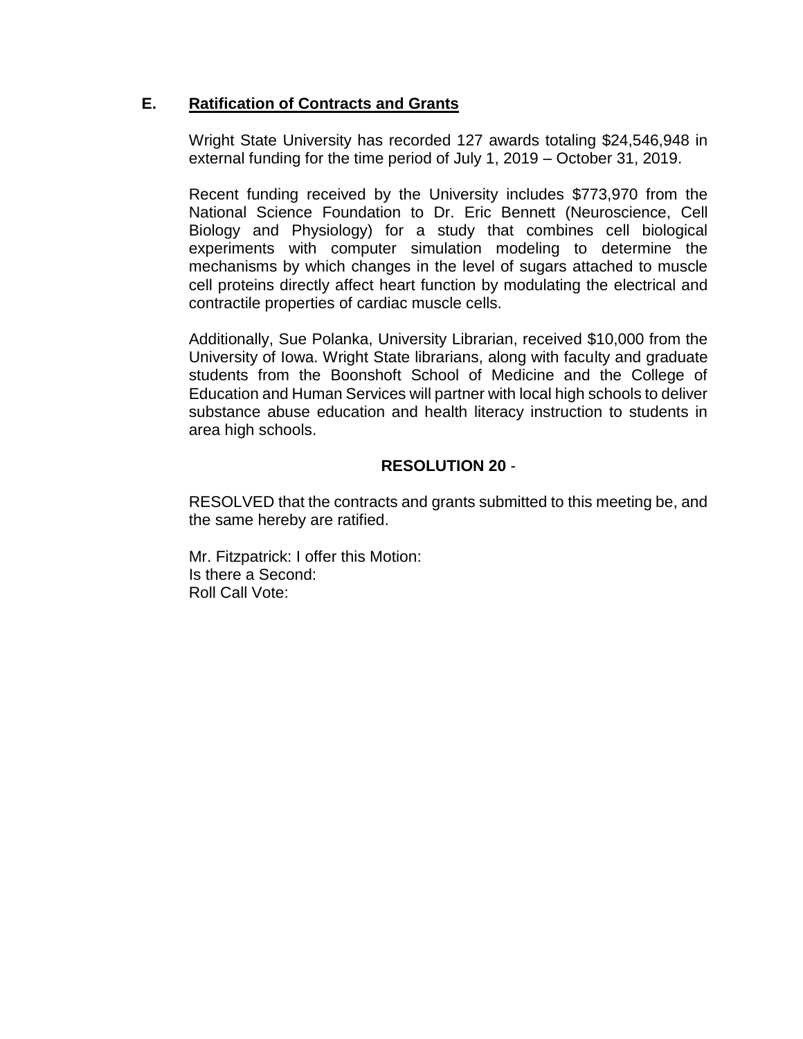## E. Ratification of Contracts and Grants

Wright State University has recorded 127 awards totaling $24,546,948 in external funding for the time period of July 1, 2019 – October 31, 2019.

Recent funding received by the University includes $773,970 from the National Science Foundation to Dr. Eric Bennett (Neuroscience, Cell Biology and Physiology) for a study that combines cell biological experiments with computer simulation modeling to determine the mechanisms by which changes in the level of sugars attached to muscle cell proteins directly affect heart function by modulating the electrical and contractile properties of cardiac muscle cells.

Additionally, Sue Polanka, University Librarian, received $10,000 from the University of Iowa. Wright State librarians, along with faculty and graduate students from the Boonshoft School of Medicine and the College of Education and Human Services will partner with local high schools to deliver substance abuse education and health literacy instruction to students in area high schools.

**RESOLUTION 20** -

RESOLVED that the contracts and grants submitted to this meeting be, and the same hereby are ratified.

Mr. Fitzpatrick: I offer this Motion:
Is there a Second:
Roll Call Vote: